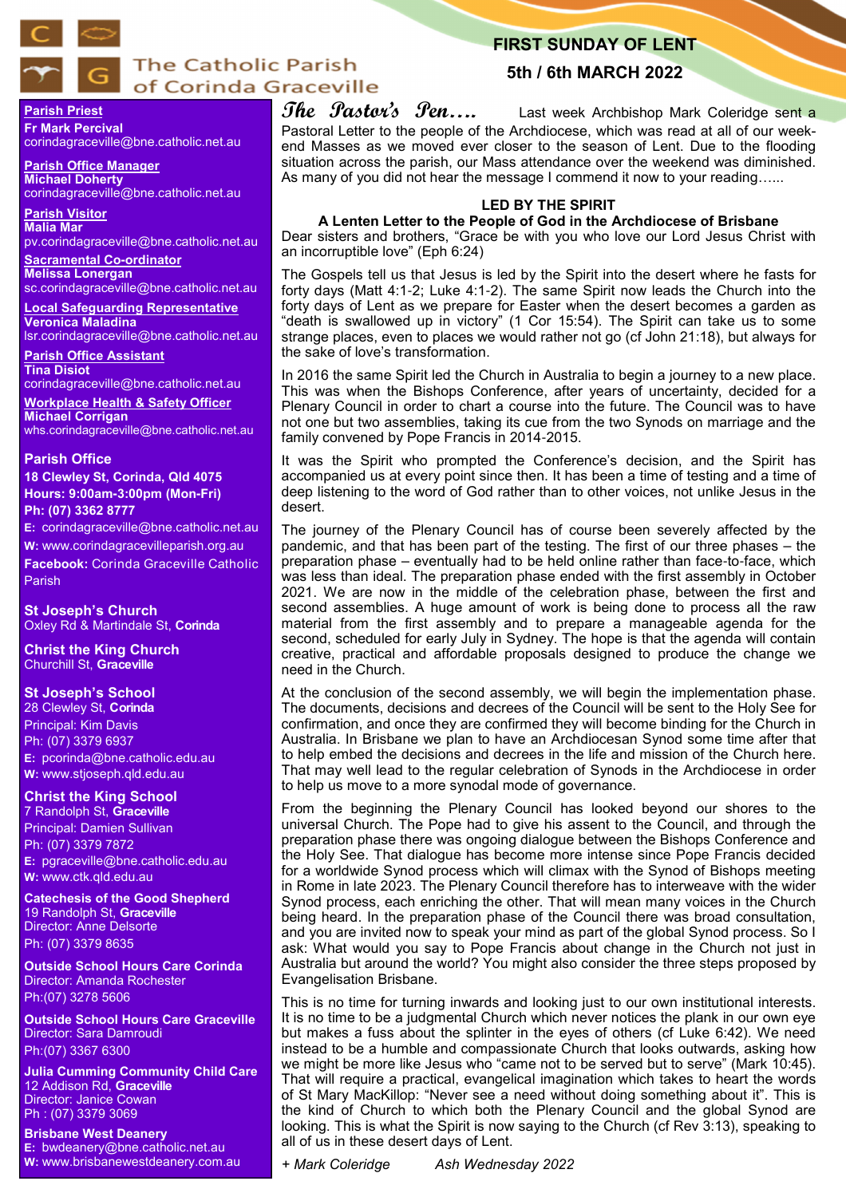# The Catholic Parish of Corinda Graceville

## FIRST SUNDAY OF LENT

**5th / 6th MARCH 2022**

**Parish Priest**
**Fr Mark Percival**
corindagraceville@bne.catholic.net.au

**Parish Office Manager**
**Michael Doherty**
corindagraceville@bne.catholic.net.au

**Parish Visitor**
**Malia Mar**
pv.corindagraceville@bne.catholic.net.au

**Sacramental Co-ordinator**
**Melissa Lonergan**
sc.corindagraceville@bne.catholic.net.au

**Local Safeguarding Representative**
**Veronica Maladina**
lsr.corindagraceville@bne.catholic.net.au

**Parish Office Assistant**
**Tina Disiot**
corindagraceville@bne.catholic.net.au

**Workplace Health & Safety Officer**
**Michael Corrigan**
whs.corindagraceville@bne.catholic.net.au

**Parish Office**
**18 Clewley St, Corinda, Qld 4075**
**Hours: 9:00am-3:00pm (Mon-Fri)**
**Ph: (07) 3362 8777**
**E:** corindagraceville@bne.catholic.net.au
**W:** www.corindagracevilleparish.org.au
**Facebook:** Corinda Graceville Catholic Parish

**St Joseph's Church**
Oxley Rd & Martindale St, **Corinda**

**Christ the King Church**
Churchill St, **Graceville**

**St Joseph's School**
28 Clewley St, **Corinda**
Principal: Kim Davis
Ph: (07) 3379 6937
**E:** pcorinda@bne.catholic.edu.au
**W:** www.stjoseph.qld.edu.au

**Christ the King School**
7 Randolph St, **Graceville**
Principal: Damien Sullivan
Ph: (07) 3379 7872
**E:** pgraceville@bne.catholic.edu.au
**W:** www.ctk.qld.edu.au

**Catechesis of the Good Shepherd**
19 Randolph St, **Graceville**
Director: Anne Delsorte
Ph: (07) 3379 8635

**Outside School Hours Care Corinda**
Director: Amanda Rochester
Ph:(07) 3278 5606

**Outside School Hours Care Graceville**
Director: Sara Damroudi
Ph:(07) 3367 6300

**Julia Cumming Community Child Care**
12 Addison Rd, **Graceville**
Director: Janice Cowan
Ph : (07) 3379 3069

**Brisbane West Deanery**
**E:** bwdeanery@bne.catholic.net.au
**W:** www.brisbanewestdeanery.com.au

---

***The Pastor's Pen….*** Last week Archbishop Mark Coleridge sent a Pastoral Letter to the people of the Archdiocese, which was read at all of our week-end Masses as we moved ever closer to the season of Lent. Due to the flooding situation across the parish, our Mass attendance over the weekend was diminished. As many of you did not hear the message I commend it now to your reading…...

**LED BY THE SPIRIT**
**A Lenten Letter to the People of God in the Archdiocese of Brisbane**

Dear sisters and brothers, "Grace be with you who love our Lord Jesus Christ with an incorruptible love" (Eph 6:24)

The Gospels tell us that Jesus is led by the Spirit into the desert where he fasts for forty days (Matt 4:1-2; Luke 4:1-2). The same Spirit now leads the Church into the forty days of Lent as we prepare for Easter when the desert becomes a garden as "death is swallowed up in victory" (1 Cor 15:54). The Spirit can take us to some strange places, even to places we would rather not go (cf John 21:18), but always for the sake of love's transformation.

In 2016 the same Spirit led the Church in Australia to begin a journey to a new place. This was when the Bishops Conference, after years of uncertainty, decided for a Plenary Council in order to chart a course into the future. The Council was to have not one but two assemblies, taking its cue from the two Synods on marriage and the family convened by Pope Francis in 2014-2015.

It was the Spirit who prompted the Conference's decision, and the Spirit has accompanied us at every point since then. It has been a time of testing and a time of deep listening to the word of God rather than to other voices, not unlike Jesus in the desert.

The journey of the Plenary Council has of course been severely affected by the pandemic, and that has been part of the testing. The first of our three phases – the preparation phase – eventually had to be held online rather than face-to-face, which was less than ideal. The preparation phase ended with the first assembly in October 2021. We are now in the middle of the celebration phase, between the first and second assembly. A huge amount of work is being done to process all the raw material from the first assembly and to prepare a manageable agenda for the second, scheduled for early July in Sydney. The hope is that the agenda will contain creative, practical and affordable proposals designed to produce the change we need in the Church.

At the conclusion of the second assembly, we will begin the implementation phase. The documents, decisions and decrees of the Council will be sent to the Holy See for confirmation, and once they are confirmed they will become binding for the Church in Australia. In Brisbane we plan to have an Archdiocesan Synod some time after that to help embed the decisions and decrees in the life and mission of the Church here. That may well lead to the regular celebration of Synods in the Archdiocese in order to help us move to a more synodal mode of governance.

From the beginning the Plenary Council has looked beyond our shores to the universal Church. The Pope had to give his assent to the Council, and through the preparation phase there was ongoing dialogue between the Bishops Conference and the Holy See. That dialogue has become more intense since Pope Francis decided for a worldwide Synod process which will climax with the Synod of Bishops meeting in Rome in late 2023. The Plenary Council therefore has to interweave with the wider Synod process, each enriching the other. That will mean many voices in the Church being heard. In the preparation phase of the Council there was broad consultation, and you are invited now to speak your mind as part of the global Synod process. So I ask: What would you say to Pope Francis about change in the Church not just in Australia but around the world? You might also consider the three steps proposed by Evangelisation Brisbane.

This is no time for turning inwards and looking just to our own institutional interests. It is no time to be a judgmental Church which never notices the plank in our own eye but makes a fuss about the splinter in the eyes of others (cf Luke 6:42). We need instead to be a humble and compassionate Church that looks outwards, asking how we might be more like Jesus who "came not to be served but to serve" (Mark 10:45). That will require a practical, evangelical imagination which takes to heart the words of St Mary MacKillop: "Never see a need without doing something about it". This is the kind of Church to which both the Plenary Council and the global Synod are looking. This is what the Spirit is now saying to the Church (cf Rev 3:13), speaking to all of us in these desert days of Lent.

*+ Mark Coleridge Ash Wednesday 2022*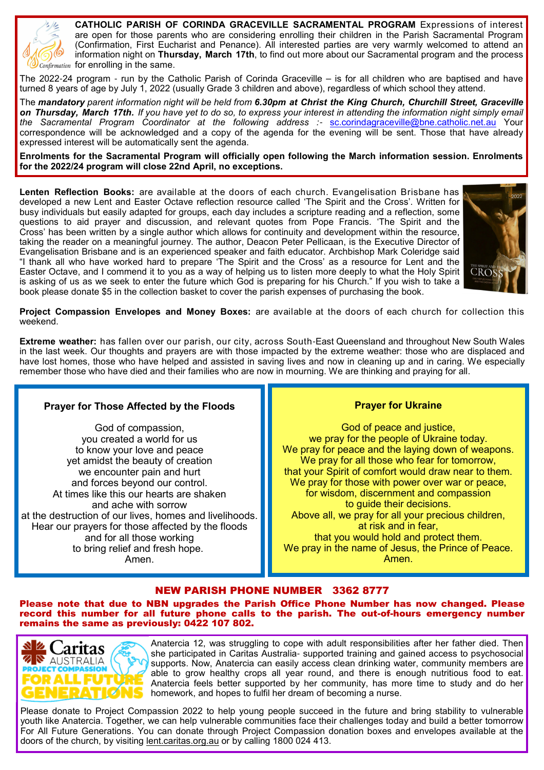**CATHOLIC PARISH OF CORINDA GRACEVILLE SACRAMENTAL PROGRAM** Expressions of interest are open for those parents who are considering enrolling their children in the Parish Sacramental Program (Confirmation, First Eucharist and Penance). All interested parties are very warmly welcomed to attend an information night on **Thursday, March 17th**, to find out more about our Sacramental program and the process for enrolling in the same.

The 2022-24 program - run by the Catholic Parish of Corinda Graceville – is for all children who are baptised and have turned 8 years of age by July 1, 2022 (usually Grade 3 children and above), regardless of which school they attend.

*The **mandatory** parent information night will be held from **6.30pm at Christ the King Church, Churchill Street, Graceville on Thursday, March 17th.** If you have yet to do so, to express your interest in attending the information night simply email the Sacramental Program Coordinator at the following address :-* sc.corindagraceville@bne.catholic.net.au Your correspondence will be acknowledged and a copy of the agenda for the evening will be sent. Those that have already expressed interest will be automatically sent the agenda.

**Enrolments for the Sacramental Program will officially open following the March information session. Enrolments for the 2022/24 program will close 22nd April, no exceptions.**

**Lenten Reflection Books:** are available at the doors of each church. Evangelisation Brisbane has developed a new Lent and Easter Octave reflection resource called 'The Spirit and the Cross'. Written for busy individuals but easily adapted for groups, each day includes a scripture reading and a reflection, some questions to aid prayer and discussion, and relevant quotes from Pope Francis. 'The Spirit and the Cross' has been written by a single author which allows for continuity and development within the resource, taking the reader on a meaningful journey. The author, Deacon Peter Pellicaan, is the Executive Director of Evangelisation Brisbane and is an experienced speaker and faith educator. Archbishop Mark Coleridge said "I thank all who have worked hard to prepare 'The Spirit and the Cross' as a resource for Lent and the Easter Octave, and I commend it to you as a way of helping us to listen more deeply to what the Holy Spirit is asking of us as we seek to enter the future which God is preparing for his Church." If you wish to take a book please donate $5 in the collection basket to cover the parish expenses of purchasing the book.

**Project Compassion Envelopes and Money Boxes:** are available at the doors of each church for collection this weekend.

**Extreme weather:** has fallen over our parish, our city, across South-East Queensland and throughout New South Wales in the last week. Our thoughts and prayers are with those impacted by the extreme weather: those who are displaced and have lost homes, those who have helped and assisted in saving lives and now in cleaning up and in caring. We especially remember those who have died and their families who are now in mourning. We are thinking and praying for all.

### Prayer for Those Affected by the Floods

God of compassion,  
you created a world for us  
to know your love and peace  
yet amidst the beauty of creation  
we encounter pain and hurt  
and forces beyond our control.  
At times like this our hearts are shaken  
and ache with sorrow  
at the destruction of our lives, homes and livelihoods.  
Hear our prayers for those affected by the floods  
and for all those working  
to bring relief and fresh hope.  
Amen.

### Prayer for Ukraine

God of peace and justice,  
we pray for the people of Ukraine today.  
We pray for peace and the laying down of weapons.  
We pray for all those who fear for tomorrow,  
that your Spirit of comfort would draw near to them.  
We pray for those with power over war or peace,  
for wisdom, discernment and compassion  
to guide their decisions.  
Above all, we pray for all your precious children,  
at risk and in fear,  
that you would hold and protect them.  
We pray in the name of Jesus, the Prince of Peace.  
Amen.

## NEW PARISH PHONE NUMBER 3362 8777

**Please note that due to NBN upgrades the Parish Office Phone Number has now changed. Please record this number for all future phone calls to the parish. The out-of-hours emergency number remains the same as previously: 0422 107 802.**

Anatercia 12, was struggling to cope with adult responsibilities after her father died. Then she participated in Caritas Australia- supported training and gained access to psychosocial supports. Now, Anatercia can easily access clean drinking water, community members are able to grow healthy crops all year round, and there is enough nutritious food to eat. Anatercia feels better supported by her community, has more time to study and do her homework, and hopes to fulfil her dream of becoming a nurse.

Please donate to Project Compassion 2022 to help young people succeed in the future and bring stability to vulnerable youth like Anatercia. Together, we can help vulnerable communities face their challenges today and build a better tomorrow For All Future Generations. You can donate through Project Compassion donation boxes and envelopes available at the doors of the church, by visiting lent.caritas.org.au or by calling 1800 024 413.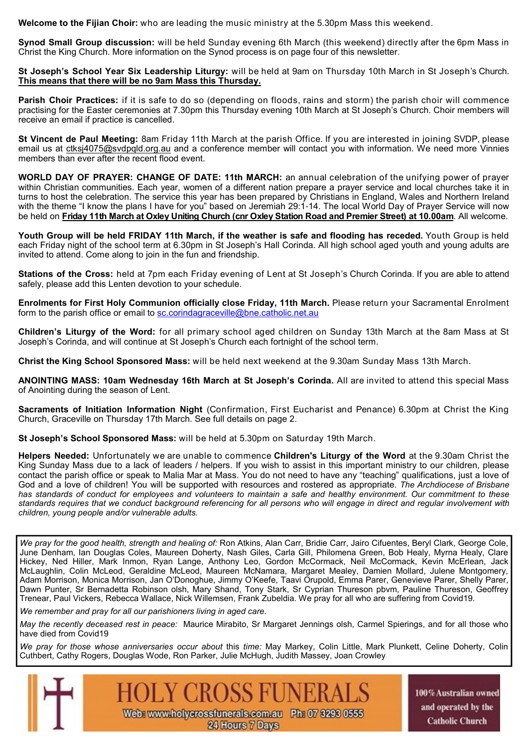**Welcome to the Fijian Choir:** who are leading the music ministry at the 5.30pm Mass this weekend.

**Synod Small Group discussion:** will be held Sunday evening 6th March (this weekend) directly after the 6pm Mass in Christ the King Church. More information on the Synod process is on page four of this newsletter.

**St Joseph's School Year Six Leadership Liturgy:** will be held at 9am on Thursday 10th March in St Joseph's Church. **This means that there will be no 9am Mass this Thursday.**

**Parish Choir Practices:** if it is safe to do so (depending on floods, rains and storm) the parish choir will commence practising for the Easter ceremonies at 7.30pm this Thursday evening 10th March at St Joseph's Church. Choir members will receive an email if practice is cancelled.

**St Vincent de Paul Meeting:** 8am Friday 11th March at the parish Office. If you are interested in joining SVDP, please email us at ctksj4075@svdpqld.org.au and a conference member will contact you with information. We need more Vinnies members than ever after the recent flood event.

**WORLD DAY OF PRAYER: CHANGE OF DATE: 11th MARCH:** an annual celebration of the unifying power of prayer within Christian communities. Each year, women of a different nation prepare a prayer service and local churches take it in turns to host the celebration. The service this year has been prepared by Christians in England, Wales and Northern Ireland with the theme "I know the plans I have for you" based on Jeremiah 29:1-14. The local World Day of Prayer Service will now be held on **Friday 11th March at Oxley Uniting Church (cnr Oxley Station Road and Premier Street) at 10.00am**. All welcome.

**Youth Group will be held FRIDAY 11th March, if the weather is safe and flooding has receded.** Youth Group is held each Friday night of the school term at 6.30pm in St Joseph's Hall Corinda. All high school aged youth and young adults are invited to attend. Come along to join in the fun and friendship.

**Stations of the Cross:** held at 7pm each Friday evening of Lent at St Joseph's Church Corinda. If you are able to attend safely, please add this Lenten devotion to your schedule.

**Enrolments for First Holy Communion officially close Friday, 11th March.** Please return your Sacramental Enrolment form to the parish office or email to sc.corindagraceville@bne.catholic.net.au

**Children's Liturgy of the Word:** for all primary school aged children on Sunday 13th March at the 8am Mass at St Joseph's Corinda, and will continue at St Joseph's Church each fortnight of the school term.

**Christ the King School Sponsored Mass:** will be held next weekend at the 9.30am Sunday Mass 13th March.

**ANOINTING MASS: 10am Wednesday 16th March at St Joseph's Corinda.** All are invited to attend this special Mass of Anointing during the season of Lent.

**Sacraments of Initiation Information Night** (Confirmation, First Eucharist and Penance) 6.30pm at Christ the King Church, Graceville on Thursday 17th March. See full details on page 2.

**St Joseph's School Sponsored Mass:** will be held at 5.30pm on Saturday 19th March.

**Helpers Needed:** Unfortunately we are unable to commence **Children's Liturgy of the Word** at the 9.30am Christ the King Sunday Mass due to a lack of leaders / helpers. If you wish to assist in this important ministry to our children, please contact the parish office or speak to Malia Mar at Mass. You do not need to have any "teaching" qualifications, just a love of God and a love of children! You will be supported with resources and rostered as appropriate. *The Archdiocese of Brisbane has standards of conduct for employees and volunteers to maintain a safe and healthy environment. Our commitment to these standards requires that we conduct background referencing for all persons who will engage in direct and regular involvement with children, young people and/or vulnerable adults.*

*We pray for the good health, strength and healing of:* Ron Atkins, Alan Carr, Bridie Carr, Jairo Cifuentes, Beryl Clark, George Cole, June Denham, Ian Douglas Coles, Maureen Doherty, Nash Giles, Carla Gill, Philomena Green, Bob Healy, Myrna Healy, Clare Hickey, Ned Hiller, Mark Inmon, Ryan Lange, Anthony Leo, Gordon McCormack, Neil McCormack, Kevin McErlean, Jack McLaughlin, Colin McLeod, Geraldine McLeod, Maureen McNamara, Margaret Mealey, Damien Mollard, Julene Montgomery, Adam Morrison, Monica Morrison, Jan O'Donoghue, Jimmy O'Keefe, Taavi Orupold, Emma Parer, Genevieve Parer, Shelly Parer, Dawn Punter, Sr Bernadetta Robinson olsh, Mary Shand, Tony Stark, Sr Cyprian Thureson pbvm, Pauline Thureson, Geoffrey Trenear, Paul Vickers, Rebecca Wallace, Nick Willemsen, Frank Zubeldia. We pray for all who are suffering from Covid19.

*We remember and pray for all our parishioners living in aged care.*

*May the recently deceased rest in peace:* Maurice Mirabito, Sr Margaret Jennings olsh, Carmel Spierings, and for all those who have died from Covid19

*We pray for those whose anniversaries occur about this time:* May Markey, Colin Little, Mark Plunkett, Celine Doherty, Colin Cuthbert, Cathy Rogers, Douglas Wode, Ron Parker, Julie McHugh, Judith Massey, Joan Crowley

HOLY CROSS FUNERALS
Web: www.holycrossfunerals.com.au Ph: 07 3293 0555
24 Hours 7 Days

100% Australian owned and operated by the Catholic Church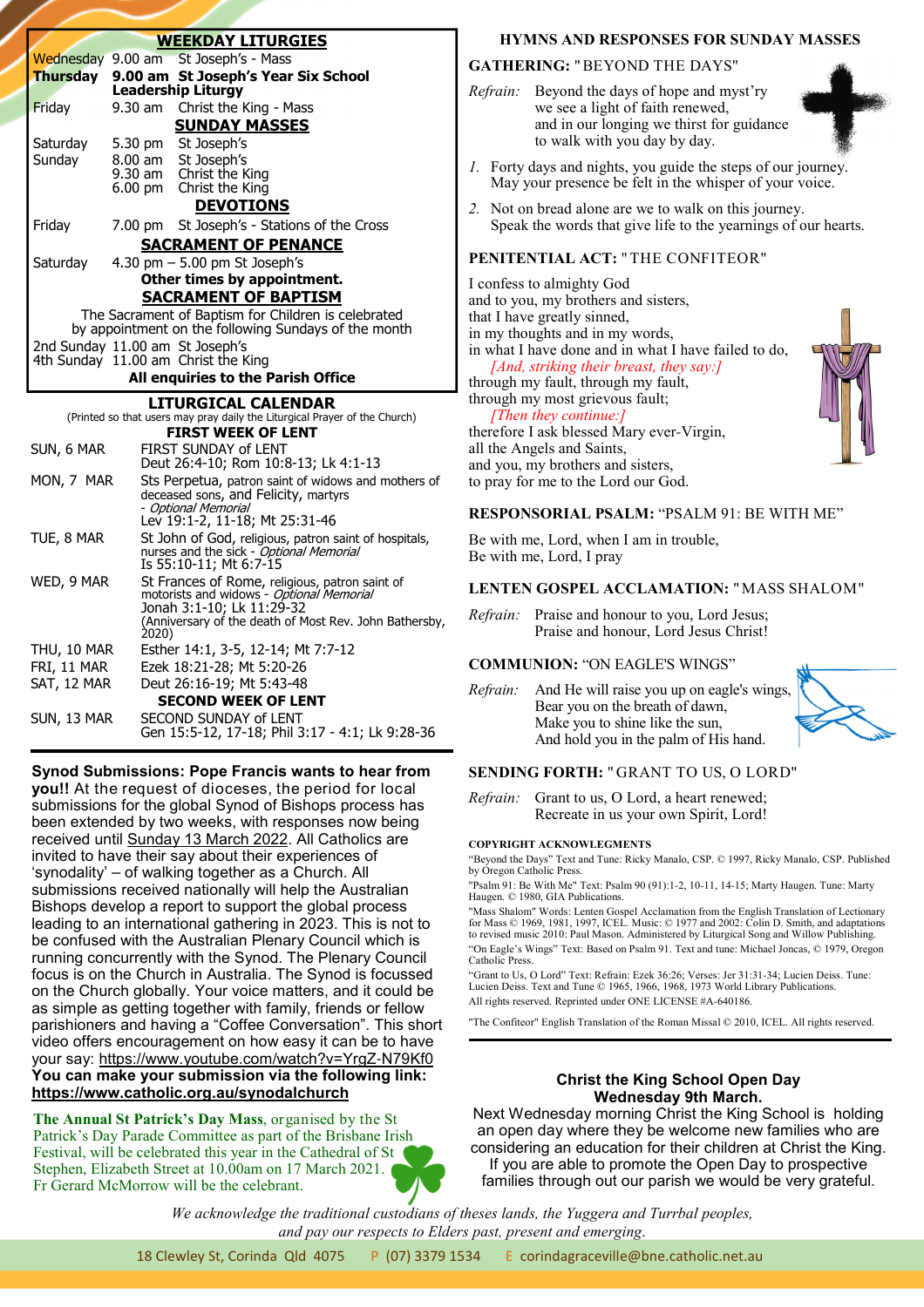## WEEKDAY LITURGIES

| | | |
|---|---|---|
| Wednesday | 9.00 am | St Joseph's - Mass |
| **Thursday** | **9.00 am** | **St Joseph's Year Six School Leadership Liturgy** |
| Friday | 9.30 am | Christ the King - Mass |

## SUNDAY MASSES

| | | |
|---|---|---|
| Saturday | 5.30 pm | St Joseph's |
| Sunday | 8.00 am | St Joseph's |
| | 9.30 am | Christ the King |
| | 6.00 pm | Christ the King |

## DEVOTIONS

Friday 7.00 pm St Joseph's - Stations of the Cross

## SACRAMENT OF PENANCE

Saturday 4.30 pm – 5.00 pm St Joseph's

**Other times by appointment.**

## SACRAMENT OF BAPTISM

The Sacrament of Baptism for Children is celebrated by appointment on the following Sundays of the month

| | | |
|---|---|---|
| 2nd Sunday | 11.00 am | St Joseph's |
| 4th Sunday | 11.00 am | Christ the King |

**All enquiries to the Parish Office**

## LITURGICAL CALENDAR

(Printed so that users may pray daily the Liturgical Prayer of the Church)

**FIRST WEEK OF LENT**

| | |
|---|---|
| SUN, 6 MAR | FIRST SUNDAY of LENT<br>Deut 26:4-10; Rom 10:8-13; Lk 4:1-13 |
| MON, 7 MAR | Sts Perpetua, patron saint of widows and mothers of deceased sons, and Felicity, martyrs - *Optional Memorial*<br>Lev 19:1-2, 11-18; Mt 25:31-46 |
| TUE, 8 MAR | St John of God, religious, patron saint of hospitals, nurses and the sick - *Optional Memorial*<br>Is 55:10-11; Mt 6:7-15 |
| WED, 9 MAR | St Frances of Rome, religious, patron saint of motorists and widows - *Optional Memorial*<br>Jonah 3:1-10; Lk 11:29-32<br>(Anniversary of the death of Most Rev. John Bathersby, 2020) |
| THU, 10 MAR | Esther 14:1, 3-5, 12-14; Mt 7:7-12 |
| FRI, 11 MAR | Ezek 18:21-28; Mt 5:20-26 |
| SAT, 12 MAR | Deut 26:16-19; Mt 5:43-48 |

**SECOND WEEK OF LENT**

| | |
|---|---|
| SUN, 13 MAR | SECOND SUNDAY of LENT<br>Gen 15:5-12, 17-18; Phil 3:17 - 4:1; Lk 9:28-36 |

**Synod Submissions: Pope Francis wants to hear from you!!** At the request of dioceses, the period for local submissions for the global Synod of Bishops process has been extended by two weeks, with responses now being received until Sunday 13 March 2022. All Catholics are invited to have their say about their experiences of 'synodality' – of walking together as a Church. All submissions received nationally will help the Australian Bishops develop a report to support the global process leading to an international gathering in 2023. This is not to be confused with the Australian Plenary Council which is running concurrently with the Synod. The Plenary Council focus is on the Church in Australia. The Synod is focussed on the Church globally. Your voice matters, and it could be as simple as getting together with family, friends or fellow parishioners and having a "Coffee Conversation". This short video offers encouragement on how easy it can be to have your say: https://www.youtube.com/watch?v=YrgZ-N79Kf0
**You can make your submission via the following link: https://www.catholic.org.au/synodalchurch**

**The Annual St Patrick's Day Mass**, organised by the St Patrick's Day Parade Committee as part of the Brisbane Irish Festival, will be celebrated this year in the Cathedral of St Stephen, Elizabeth Street at 10.00am on 17 March 2021. Fr Gerard McMorrow will be the celebrant.

## HYMNS AND RESPONSES FOR SUNDAY MASSES

**GATHERING:** "BEYOND THE DAYS"

*Refrain:* Beyond the days of hope and myst'ry
we see a light of faith renewed,
and in our longing we thirst for guidance
to walk with you day by day.

1. Forty days and nights, you guide the steps of our journey.
May your presence be felt in the whisper of your voice.
2. Not on bread alone are we to walk on this journey.
Speak the words that give life to the yearnings of our hearts.

**PENITENTIAL ACT:** "THE CONFITEOR"

I confess to almighty God
and to you, my brothers and sisters,
that I have greatly sinned,
in my thoughts and in my words,
in what I have done and in what I have failed to do,
*[And, striking their breast, they say:]*
through my fault, through my fault,
through my most grievous fault;
*[Then they continue:]*
therefore I ask blessed Mary ever-Virgin,
all the Angels and Saints,
and you, my brothers and sisters,
to pray for me to the Lord our God.

**RESPONSORIAL PSALM:** "PSALM 91: BE WITH ME"

Be with me, Lord, when I am in trouble,
Be with me, Lord, I pray

**LENTEN GOSPEL ACCLAMATION:** "MASS SHALOM"

*Refrain:* Praise and honour to you, Lord Jesus;
Praise and honour, Lord Jesus Christ!

**COMMUNION:** "ON EAGLE'S WINGS"

*Refrain:* And He will raise you up on eagle's wings,
Bear you on the breath of dawn,
Make you to shine like the sun,
And hold you in the palm of His hand.

**SENDING FORTH:** "GRANT TO US, O LORD"

*Refrain:* Grant to us, O Lord, a heart renewed;
Recreate in us your own Spirit, Lord!

**COPYRIGHT ACKNOWLEGMENTS**

"Beyond the Days" Text and Tune: Ricky Manalo, CSP. © 1997, Ricky Manalo, CSP. Published by Oregon Catholic Press.

"Psalm 91: Be With Me" Text: Psalm 90 (91):1-2, 10-11, 14-15; Marty Haugen. Tune: Marty Haugen. © 1980, GIA Publications.

"Mass Shalom" Words: Lenten Gospel Acclamation from the English Translation of Lectionary for Mass © 1969, 1981, 1997, ICEL. Music: © 1977 and 2002: Colin D. Smith, and adaptations to revised music 2010: Paul Mason. Administered by Liturgical Song and Willow Publishing.

"On Eagle's Wings" Text: Based on Psalm 91. Text and tune: Michael Joncas, © 1979, Oregon Catholic Press.

"Grant to Us, O Lord" Text: Refrain: Ezek 36:26; Verses: Jer 31:31-34; Lucien Deiss. Tune: Lucien Deiss. Text and Tune © 1965, 1966, 1968, 1973 World Library Publications.

All rights reserved. Reprinted under ONE LICENSE #A-640186.

"The Confiteor" English Translation of the Roman Missal © 2010, ICEL. All rights reserved.

### Christ the King School Open Day Wednesday 9th March.

Next Wednesday morning Christ the King School is holding an open day where they be welcome new families who are considering an education for their children at Christ the King. If you are able to promote the Open Day to prospective families through out our parish we would be very grateful.

*We acknowledge the traditional custodians of theses lands, the Yuggera and Turrbal peoples, and pay our respects to Elders past, present and emerging.*

18 Clewley St, Corinda Qld 4075 P (07) 3379 1534 E corindagraceville@bne.catholic.net.au